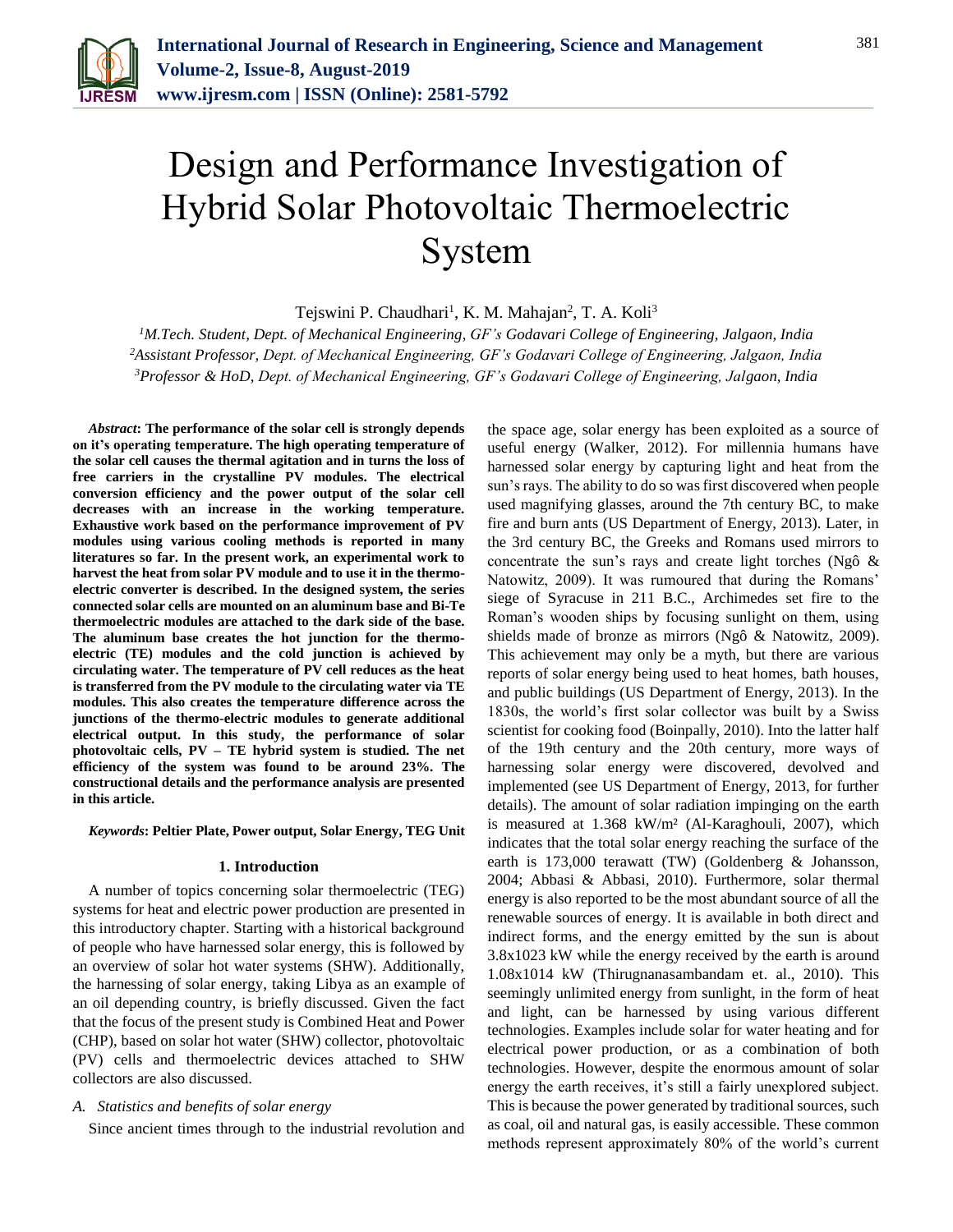# Design and Performance Investigation of Hybrid Solar Photovoltaic Thermoelectric System

Tejswini P. Chaudhari[1], K. M. Mahajan[2], T. A. Koli[3]

[1]*M.Tech. Student, Dept. of Mechanical Engineering, GF's Godavari College of Engineering, Jalgaon, India*
[2]*Assistant Professor, Dept. of Mechanical Engineering, GF's Godavari College of Engineering, Jalgaon, India*
[3]*Professor & HoD, Dept. of Mechanical Engineering, GF's Godavari College of Engineering, Jalgaon, India*

***Abstract*: The performance of the solar cell is strongly depends on it's operating temperature. The high operating temperature of the solar cell causes the thermal agitation and in turns the loss of free carriers in the crystalline PV modules. The electrical conversion efficiency and the power output of the solar cell decreases with an increase in the working temperature. Exhaustive work based on the performance improvement of PV modules using various cooling methods is reported in many literatures so far. In the present work, an experimental work to harvest the heat from solar PV module and to use it in the thermo-electric converter is described. In the designed system, the series connected solar cells are mounted on an aluminum base and Bi-Te thermoelectric modules are attached to the dark side of the base. The aluminum base creates the hot junction for the thermo-electric (TE) modules and the cold junction is achieved by circulating water. The temperature of PV cell reduces as the heat is transferred from the PV module to the circulating water via TE modules. This also creates the temperature difference across the junctions of the thermo-electric modules to generate additional electrical output. In this study, the performance of solar photovoltaic cells, PV – TE hybrid system is studied. The net efficiency of the system was found to be around 23%. The constructional details and the performance analysis are presented in this article.**

***Keywords*: Peltier Plate, Power output, Solar Energy, TEG Unit**

## 1. Introduction

A number of topics concerning solar thermoelectric (TEG) systems for heat and electric power production are presented in this introductory chapter. Starting with a historical background of people who have harnessed solar energy, this is followed by an overview of solar hot water systems (SHW). Additionally, the harnessing of solar energy, taking Libya as an example of an oil depending country, is briefly discussed. Given the fact that the focus of the present study is Combined Heat and Power (CHP), based on solar hot water (SHW) collector, photovoltaic (PV) cells and thermoelectric devices attached to SHW collectors are also discussed.

### *A. Statistics and benefits of solar energy*

Since ancient times through to the industrial revolution and the space age, solar energy has been exploited as a source of useful energy (Walker, 2012). For millennia humans have harnessed solar energy by capturing light and heat from the sun's rays. The ability to do so was first discovered when people used magnifying glasses, around the 7th century BC, to make fire and burn ants (US Department of Energy, 2013). Later, in the 3rd century BC, the Greeks and Romans used mirrors to concentrate the sun's rays and create light torches (Ngô & Natowitz, 2009). It was rumoured that during the Romans' siege of Syracuse in 211 B.C., Archimedes set fire to the Roman's wooden ships by focusing sunlight on them, using shields made of bronze as mirrors (Ngô & Natowitz, 2009). This achievement may only be a myth, but there are various reports of solar energy being used to heat homes, bath houses, and public buildings (US Department of Energy, 2013). In the 1830s, the world's first solar collector was built by a Swiss scientist for cooking food (Boinpally, 2010). Into the latter half of the 19th century and the 20th century, more ways of harnessing solar energy were discovered, devolved and implemented (see US Department of Energy, 2013, for further details). The amount of solar radiation impinging on the earth is measured at 1.368 kW/m² (Al-Karaghouli, 2007), which indicates that the total solar energy reaching the surface of the earth is 173,000 terawatt (TW) (Goldenberg & Johansson, 2004; Abbasi & Abbasi, 2010). Furthermore, solar thermal energy is also reported to be the most abundant source of all the renewable sources of energy. It is available in both direct and indirect forms, and the energy emitted by the sun is about 3.8x1023 kW while the energy received by the earth is around 1.08x1014 kW (Thirugnanasambandam et. al., 2010). This seemingly unlimited energy from sunlight, in the form of heat and light, can be harnessed by using various different technologies. Examples include solar for water heating and for electrical power production, or as a combination of both technologies. However, despite the enormous amount of solar energy the earth receives, it's still a fairly unexplored subject. This is because the power generated by traditional sources, such as coal, oil and natural gas, is easily accessible. These common methods represent approximately 80% of the world's current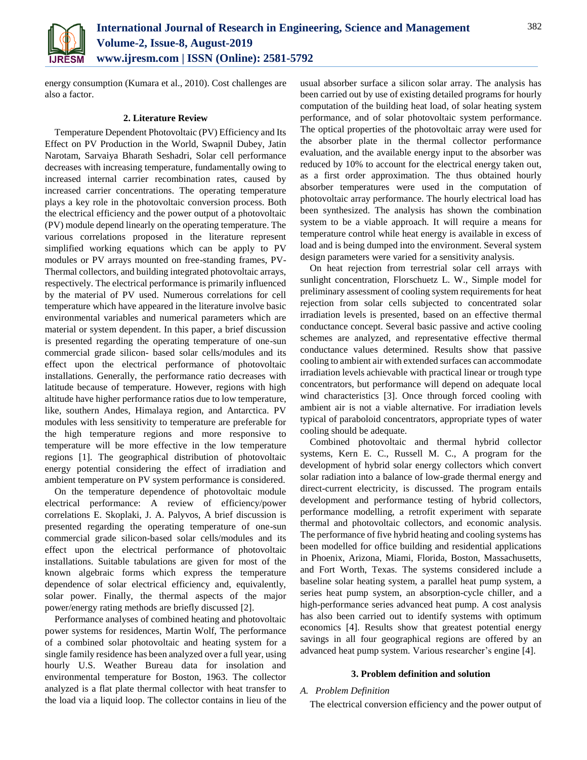energy consumption (Kumara et al., 2010). Cost challenges are also a factor.

## 2. Literature Review

Temperature Dependent Photovoltaic (PV) Efficiency and Its Effect on PV Production in the World, Swapnil Dubey, Jatin Narotam, Sarvaiya Bharath Seshadri, Solar cell performance decreases with increasing temperature, fundamentally owing to increased internal carrier recombination rates, caused by increased carrier concentrations. The operating temperature plays a key role in the photovoltaic conversion process. Both the electrical efficiency and the power output of a photovoltaic (PV) module depend linearly on the operating temperature. The various correlations proposed in the literature represent simplified working equations which can be apply to PV modules or PV arrays mounted on free-standing frames, PV-Thermal collectors, and building integrated photovoltaic arrays, respectively. The electrical performance is primarily influenced by the material of PV used. Numerous correlations for cell temperature which have appeared in the literature involve basic environmental variables and numerical parameters which are material or system dependent. In this paper, a brief discussion is presented regarding the operating temperature of one-sun commercial grade silicon- based solar cells/modules and its effect upon the electrical performance of photovoltaic installations. Generally, the performance ratio decreases with latitude because of temperature. However, regions with high altitude have higher performance ratios due to low temperature, like, southern Andes, Himalaya region, and Antarctica. PV modules with less sensitivity to temperature are preferable for the high temperature regions and more responsive to temperature will be more effective in the low temperature regions [1]. The geographical distribution of photovoltaic energy potential considering the effect of irradiation and ambient temperature on PV system performance is considered.

On the temperature dependence of photovoltaic module electrical performance: A review of efficiency/power correlations E. Skoplaki, J. A. Palyvos, A brief discussion is presented regarding the operating temperature of one-sun commercial grade silicon-based solar cells/modules and its effect upon the electrical performance of photovoltaic installations. Suitable tabulations are given for most of the known algebraic forms which express the temperature dependence of solar electrical efficiency and, equivalently, solar power. Finally, the thermal aspects of the major power/energy rating methods are briefly discussed [2].

Performance analyses of combined heating and photovoltaic power systems for residences, Martin Wolf, The performance of a combined solar photovoltaic and heating system for a single family residence has been analyzed over a full year, using hourly U.S. Weather Bureau data for insolation and environmental temperature for Boston, 1963. The collector analyzed is a flat plate thermal collector with heat transfer to the load via a liquid loop. The collector contains in lieu of the usual absorber surface a silicon solar array. The analysis has been carried out by use of existing detailed programs for hourly computation of the building heat load, of solar heating system performance, and of solar photovoltaic system performance. The optical properties of the photovoltaic array were used for the absorber plate in the thermal collector performance evaluation, and the available energy input to the absorber was reduced by 10% to account for the electrical energy taken out, as a first order approximation. The thus obtained hourly absorber temperatures were used in the computation of photovoltaic array performance. The hourly electrical load has been synthesized. The analysis has shown the combination system to be a viable approach. It will require a means for temperature control while heat energy is available in excess of load and is being dumped into the environment. Several system design parameters were varied for a sensitivity analysis.

On heat rejection from terrestrial solar cell arrays with sunlight concentration, Florschuetz L. W., Simple model for preliminary assessment of cooling system requirements for heat rejection from solar cells subjected to concentrated solar irradiation levels is presented, based on an effective thermal conductance concept. Several basic passive and active cooling schemes are analyzed, and representative effective thermal conductance values determined. Results show that passive cooling to ambient air with extended surfaces can accommodate irradiation levels achievable with practical linear or trough type concentrators, but performance will depend on adequate local wind characteristics [3]. Once through forced cooling with ambient air is not a viable alternative. For irradiation levels typical of paraboloid concentrators, appropriate types of water cooling should be adequate.

Combined photovoltaic and thermal hybrid collector systems, Kern E. C., Russell M. C., A program for the development of hybrid solar energy collectors which convert solar radiation into a balance of low-grade thermal energy and direct-current electricity, is discussed. The program entails development and performance testing of hybrid collectors, performance modelling, a retrofit experiment with separate thermal and photovoltaic collectors, and economic analysis. The performance of five hybrid heating and cooling systems has been modelled for office building and residential applications in Phoenix, Arizona, Miami, Florida, Boston, Massachusetts, and Fort Worth, Texas. The systems considered include a baseline solar heating system, a parallel heat pump system, a series heat pump system, an absorption-cycle chiller, and a high-performance series advanced heat pump. A cost analysis has also been carried out to identify systems with optimum economics [4]. Results show that greatest potential energy savings in all four geographical regions are offered by an advanced heat pump system. Various researcher's engine [4].

## 3. Problem definition and solution

### *A. Problem Definition*

The electrical conversion efficiency and the power output of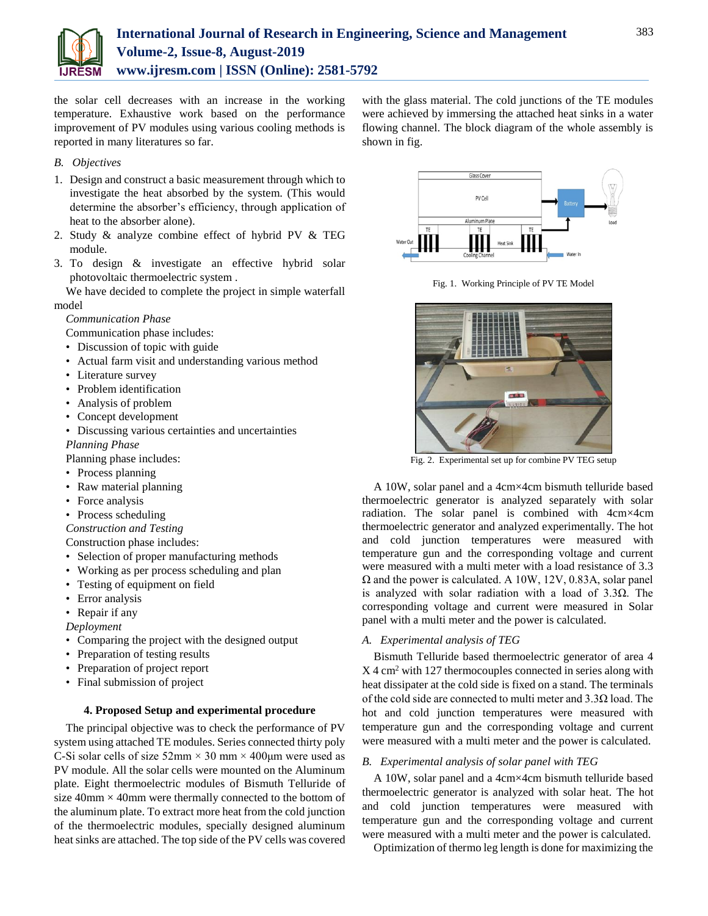the solar cell decreases with an increase in the working temperature. Exhaustive work based on the performance improvement of PV modules using various cooling methods is reported in many literatures so far.

*B. Objectives*

1. Design and construct a basic measurement through which to investigate the heat absorbed by the system. (This would determine the absorber's efficiency, through application of heat to the absorber alone).
2. Study & analyze combine effect of hybrid PV & TEG module.
3. To design & investigate an effective hybrid solar photovoltaic thermoelectric system .

We have decided to complete the project in simple waterfall model

*Communication Phase*

Communication phase includes:

- Discussion of topic with guide
- Actual farm visit and understanding various method
- Literature survey
- Problem identification
- Analysis of problem
- Concept development
- Discussing various certainties and uncertainties

*Planning Phase*

Planning phase includes:

- Process planning
- Raw material planning
- Force analysis
- Process scheduling

*Construction and Testing*

Construction phase includes:

- Selection of proper manufacturing methods
- Working as per process scheduling and plan
- Testing of equipment on field
- Error analysis
- Repair if any

*Deployment*

- Comparing the project with the designed output
- Preparation of testing results
- Preparation of project report
- Final submission of project

## 4. Proposed Setup and experimental procedure

The principal objective was to check the performance of PV system using attached TE modules. Series connected thirty poly C-Si solar cells of size 52mm × 30 mm × 400μm were used as PV module. All the solar cells were mounted on the Aluminum plate. Eight thermoelectric modules of Bismuth Telluride of size 40mm × 40mm were thermally connected to the bottom of the aluminum plate. To extract more heat from the cold junction of the thermoelectric modules, specially designed aluminum heat sinks are attached. The top side of the PV cells was covered with the glass material. The cold junctions of the TE modules were achieved by immersing the attached heat sinks in a water flowing channel. The block diagram of the whole assembly is shown in fig.

Fig. 1. Working Principle of PV TE Model

Fig. 2. Experimental set up for combine PV TEG setup

A 10W, solar panel and a 4cm×4cm bismuth telluride based thermoelectric generator is analyzed separately with solar radiation. The solar panel is combined with 4cm×4cm thermoelectric generator and analyzed experimentally. The hot and cold junction temperatures were measured with temperature gun and the corresponding voltage and current were measured with a multi meter with a load resistance of 3.3 Ω and the power is calculated. A 10W, 12V, 0.83A, solar panel is analyzed with solar radiation with a load of 3.3Ω. The corresponding voltage and current were measured in Solar panel with a multi meter and the power is calculated.

*A. Experimental analysis of TEG*

Bismuth Telluride based thermoelectric generator of area 4 X 4 $cm^2$ with 127 thermocouples connected in series along with heat dissipater at the cold side is fixed on a stand. The terminals of the cold side are connected to multi meter and 3.3Ω load. The hot and cold junction temperatures were measured with temperature gun and the corresponding voltage and current were measured with a multi meter and the power is calculated.

*B. Experimental analysis of solar panel with TEG*

A 10W, solar panel and a 4cm×4cm bismuth telluride based thermoelectric generator is analyzed with solar heat. The hot and cold junction temperatures were measured with temperature gun and the corresponding voltage and current were measured with a multi meter and the power is calculated.

Optimization of thermo leg length is done for maximizing the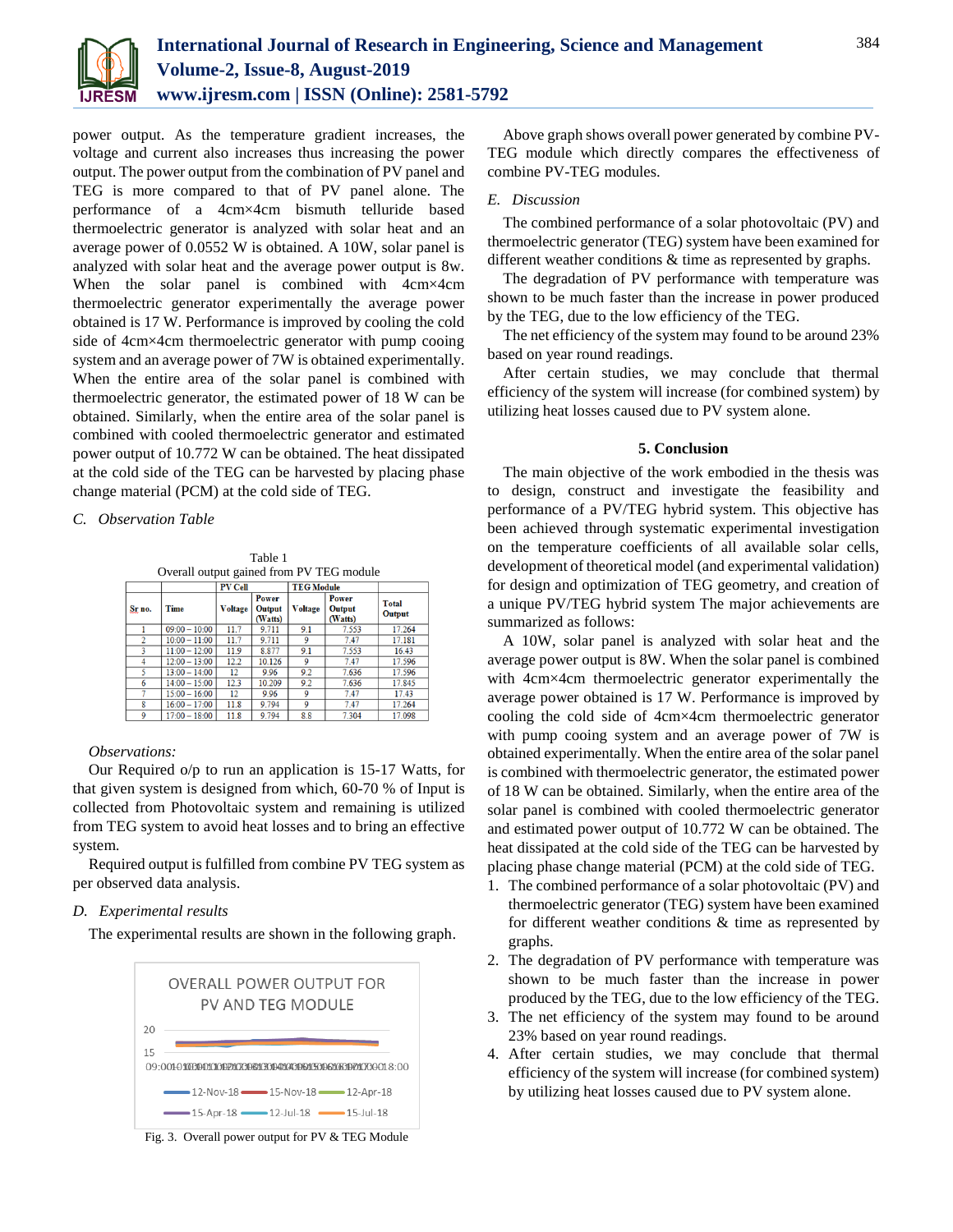power output. As the temperature gradient increases, the voltage and current also increases thus increasing the power output. The power output from the combination of PV panel and TEG is more compared to that of PV panel alone. The performance of a 4cm×4cm bismuth telluride based thermoelectric generator is analyzed with solar heat and an average power of 0.0552 W is obtained. A 10W, solar panel is analyzed with solar heat and the average power output is 8w. When the solar panel is combined with 4cm×4cm thermoelectric generator experimentally the average power obtained is 17 W. Performance is improved by cooling the cold side of 4cm×4cm thermoelectric generator with pump cooing system and an average power of 7W is obtained experimentally. When the entire area of the solar panel is combined with thermoelectric generator, the estimated power of 18 W can be obtained. Similarly, when the entire area of the solar panel is combined with cooled thermoelectric generator and estimated power output of 10.772 W can be obtained. The heat dissipated at the cold side of the TEG can be harvested by placing phase change material (PCM) at the cold side of TEG.

### *C. Observation Table*

Table 1
Overall output gained from PV TEG module

| Sr no. | Time | PV Cell | | TEG Module | | Total Output |
|---|---|---|---|---|---|---|
| | | Voltage | Power Output (Watts) | Voltage | Power Output (Watts) | |
| 1 | 09:00 – 10:00 | 11.7 | 9.711 | 9.1 | 7.553 | 17.264 |
| 2 | 10:00 – 11:00 | 11.7 | 9.711 | 9 | 7.47 | 17.181 |
| 3 | 11:00 – 12:00 | 11.9 | 8.877 | 9.1 | 7.553 | 16.43 |
| 4 | 12:00 – 13:00 | 12.2 | 10.126 | 9 | 7.47 | 17.596 |
| 5 | 13:00 – 14:00 | 12 | 9.96 | 9.2 | 7.636 | 17.596 |
| 6 | 14:00 – 15:00 | 12.3 | 10.209 | 9.2 | 7.636 | 17.845 |
| 7 | 15:00 – 16:00 | 12 | 9.96 | 9 | 7.47 | 17.43 |
| 8 | 16:00 – 17:00 | 11.8 | 9.794 | 9 | 7.47 | 17.264 |
| 9 | 17:00 – 18:00 | 11.8 | 9.794 | 8.8 | 7.304 | 17.098 |

*Observations:*

Our Required o/p to run an application is 15-17 Watts, for that given system is designed from which, 60-70 % of Input is collected from Photovoltaic system and remaining is utilized from TEG system to avoid heat losses and to bring an effective system.

Required output is fulfilled from combine PV TEG system as per observed data analysis.

### *D. Experimental results*

The experimental results are shown in the following graph.

Fig. 3. Overall power output for PV & TEG Module

Above graph shows overall power generated by combine PV-TEG module which directly compares the effectiveness of combine PV-TEG modules.

### *E. Discussion*

The combined performance of a solar photovoltaic (PV) and thermoelectric generator (TEG) system have been examined for different weather conditions & time as represented by graphs.

The degradation of PV performance with temperature was shown to be much faster than the increase in power produced by the TEG, due to the low efficiency of the TEG.

The net efficiency of the system may found to be around 23% based on year round readings.

After certain studies, we may conclude that thermal efficiency of the system will increase (for combined system) by utilizing heat losses caused due to PV system alone.

## 5. Conclusion

The main objective of the work embodied in the thesis was to design, construct and investigate the feasibility and performance of a PV/TEG hybrid system. This objective has been achieved through systematic experimental investigation on the temperature coefficients of all available solar cells, development of theoretical model (and experimental validation) for design and optimization of TEG geometry, and creation of a unique PV/TEG hybrid system The major achievements are summarized as follows:

A 10W, solar panel is analyzed with solar heat and the average power output is 8W. When the solar panel is combined with 4cm×4cm thermoelectric generator experimentally the average power obtained is 17 W. Performance is improved by cooling the cold side of 4cm×4cm thermoelectric generator with pump cooing system and an average power of 7W is obtained experimentally. When the entire area of the solar panel is combined with thermoelectric generator, the estimated power of 18 W can be obtained. Similarly, when the entire area of the solar panel is combined with cooled thermoelectric generator and estimated power output of 10.772 W can be obtained. The heat dissipated at the cold side of the TEG can be harvested by placing phase change material (PCM) at the cold side of TEG.

1. The combined performance of a solar photovoltaic (PV) and thermoelectric generator (TEG) system have been examined for different weather conditions & time as represented by graphs.
2. The degradation of PV performance with temperature was shown to be much faster than the increase in power produced by the TEG, due to the low efficiency of the TEG.
3. The net efficiency of the system may found to be around 23% based on year round readings.
4. After certain studies, we may conclude that thermal efficiency of the system will increase (for combined system) by utilizing heat losses caused due to PV system alone.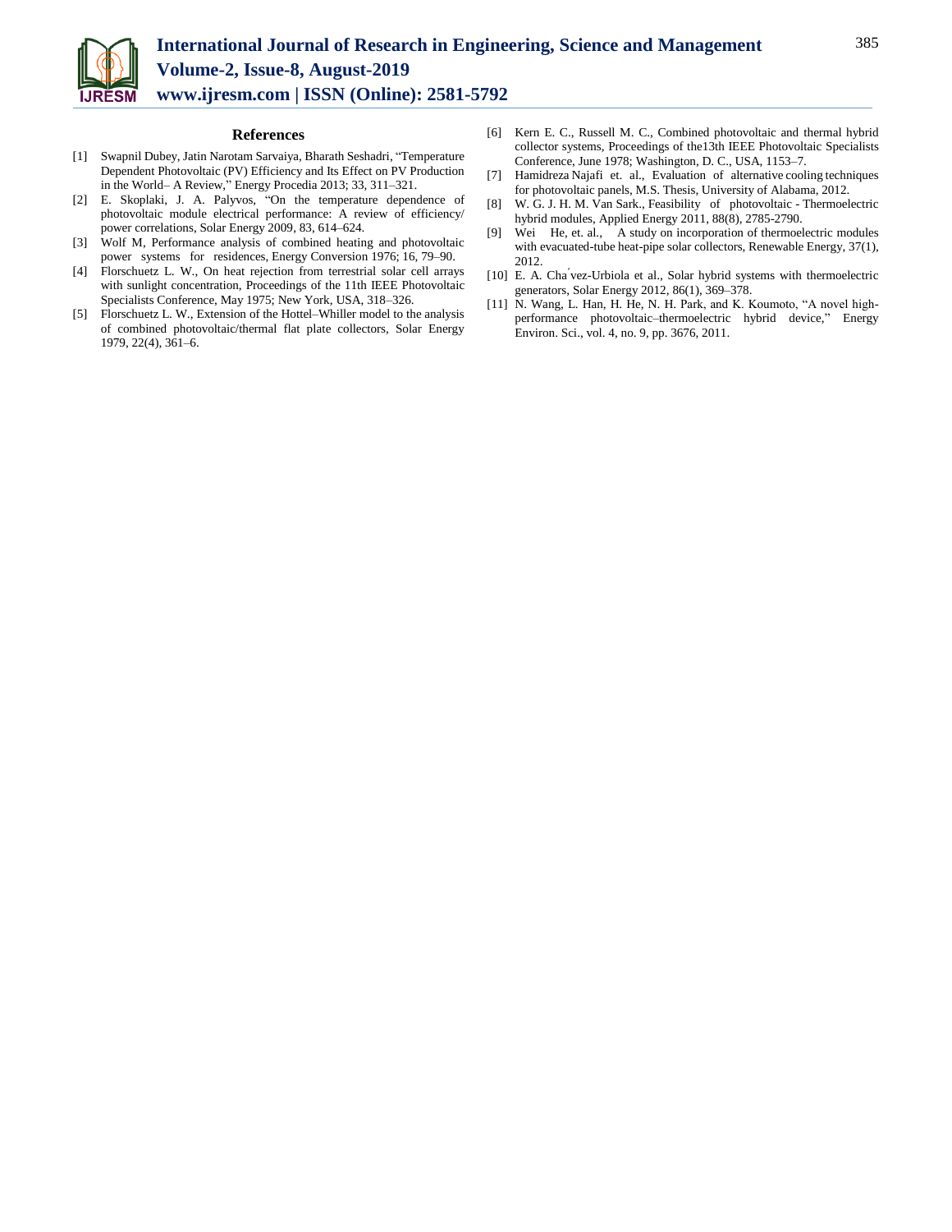## References

[1] Swapnil Dubey, Jatin Narotam Sarvaiya, Bharath Seshadri, "Temperature Dependent Photovoltaic (PV) Efficiency and Its Effect on PV Production in the World– A Review," Energy Procedia 2013; 33, 311–321.

[2] E. Skoplaki, J. A. Palyvos, "On the temperature dependence of photovoltaic module electrical performance: A review of efficiency/ power correlations, Solar Energy 2009, 83, 614–624.

[3] Wolf M, Performance analysis of combined heating and photovoltaic power systems for residences, Energy Conversion 1976; 16, 79–90.

[4] Florschuetz L. W., On heat rejection from terrestrial solar cell arrays with sunlight concentration, Proceedings of the 11th IEEE Photovoltaic Specialists Conference, May 1975; New York, USA, 318–326.

[5] Florschuetz L. W., Extension of the Hottel–Whiller model to the analysis of combined photovoltaic/thermal flat plate collectors, Solar Energy 1979, 22(4), 361–6.

[6] Kern E. C., Russell M. C., Combined photovoltaic and thermal hybrid collector systems, Proceedings of the13th IEEE Photovoltaic Specialists Conference, June 1978; Washington, D. C., USA, 1153–7.

[7] Hamidreza Najafi et. al., Evaluation of alternative cooling techniques for photovoltaic panels, M.S. Thesis, University of Alabama, 2012.

[8] W. G. J. H. M. Van Sark., Feasibility of photovoltaic - Thermoelectric hybrid modules, Applied Energy 2011, 88(8), 2785-2790.

[9] Wei He, et. al., A study on incorporation of thermoelectric modules with evacuated-tube heat-pipe solar collectors, Renewable Energy, 37(1), 2012.

[10] E. A. Chávez-Urbiola et al., Solar hybrid systems with thermoelectric generators, Solar Energy 2012, 86(1), 369–378.

[11] N. Wang, L. Han, H. He, N. H. Park, and K. Koumoto, "A novel high-performance photovoltaic–thermoelectric hybrid device," Energy Environ. Sci., vol. 4, no. 9, pp. 3676, 2011.